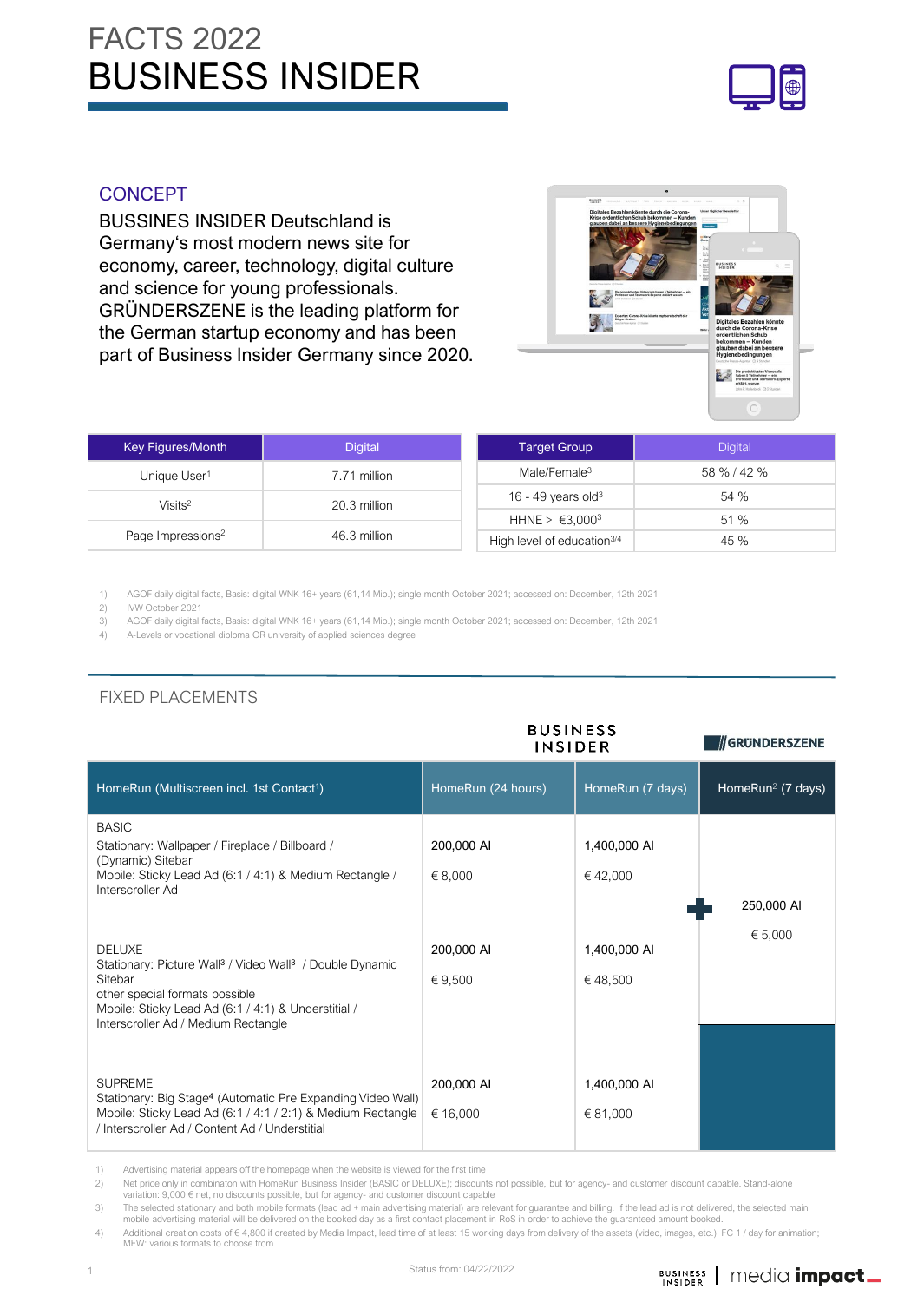# FACTS 2022
# BUSINESS INSIDER

## CONCEPT

BUSSINES INSIDER Deutschland is Germany's most modern news site for economy, career, technology, digital culture and science for young professionals. GRÜNDERSZENE is the leading platform for the German startup economy and has been part of Business Insider Germany since 2020.

| Key Figures/Month | Digital |
|---|---|
| Unique User[1] | 7.71 million |
| Visits[2] | 20.3 million |
| Page Impressions[2] | 46.3 million |

| Target Group | Digital |
|---|---|
| Male/Female[3] | 58 % / 42 % |
| 16 - 49 years old[3] | 54 % |
| HHNE > €3,000[3] | 51 % |
| High level of education[3/4] | 45 % |

1) AGOF daily digital facts, Basis: digital WNK 16+ years (61,14 Mio.); single month October 2021; accessed on: December, 12th 2021
2) IVW October 2021
3) AGOF daily digital facts, Basis: digital WNK 16+ years (61,14 Mio.); single month October 2021; accessed on: December, 12th 2021
4) A-Levels or vocational diploma OR university of applied sciences degree

## FIXED PLACEMENTS

| | BUSINESS INSIDER | | GRÜNDERSZENE |
|---|---|---|---|
| HomeRun (Multiscreen incl. 1st Contact[1]) | HomeRun (24 hours) | HomeRun (7 days) | HomeRun[2] (7 days) |
| BASIC<br>Stationary: Wallpaper / Fireplace / Billboard / (Dynamic) Sitebar<br>Mobile: Sticky Lead Ad (6:1 / 4:1) & Medium Rectangle / Interscroller Ad | 200,000 AI<br>€ 8,000 | 1,400,000 AI<br>€ 42,000 | + 250,000 AI<br>€ 5,000 |
| DELUXE<br>Stationary: Picture Wall[3] / Video Wall[3] / Double Dynamic Sitebar<br>other special formats possible<br>Mobile: Sticky Lead Ad (6:1 / 4:1) & Understitial / Interscroller Ad / Medium Rectangle | 200,000 AI<br>€ 9,500 | 1,400,000 AI<br>€ 48,500 | |
| SUPREME<br>Stationary: Big Stage[4] (Automatic Pre Expanding Video Wall)<br>Mobile: Sticky Lead Ad (6:1 / 4:1 / 2:1) & Medium Rectangle / Interscroller Ad / Content Ad / Understitial | 200,000 AI<br>€ 16,000 | 1,400,000 AI<br>€ 81,000 | |

1) Advertising material appears off the homepage when the website is viewed for the first time
2) Net price only in combinaton with HomeRun Business Insider (BASIC or DELUXE); discounts not possible, but for agency- and customer discount capable. Stand-alone variation: 9,000 € net, no discounts possible, but for agency- and customer discount capable
3) The selected stationary and both mobile formats (lead ad + main advertising material) are relevant for guarantee and billing. If the lead ad is not delivered, the selected main mobile advertising material will be delivered on the booked day as a first contact placement in RoS in order to achieve the guaranteed amount booked.
4) Additional creation costs of € 4,800 if created by Media Impact, lead time of at least 15 working days from delivery of the assets (video, images, etc.); FC 1 / day for animation; MEW: various formats to choose from

Status from: 04/22/2022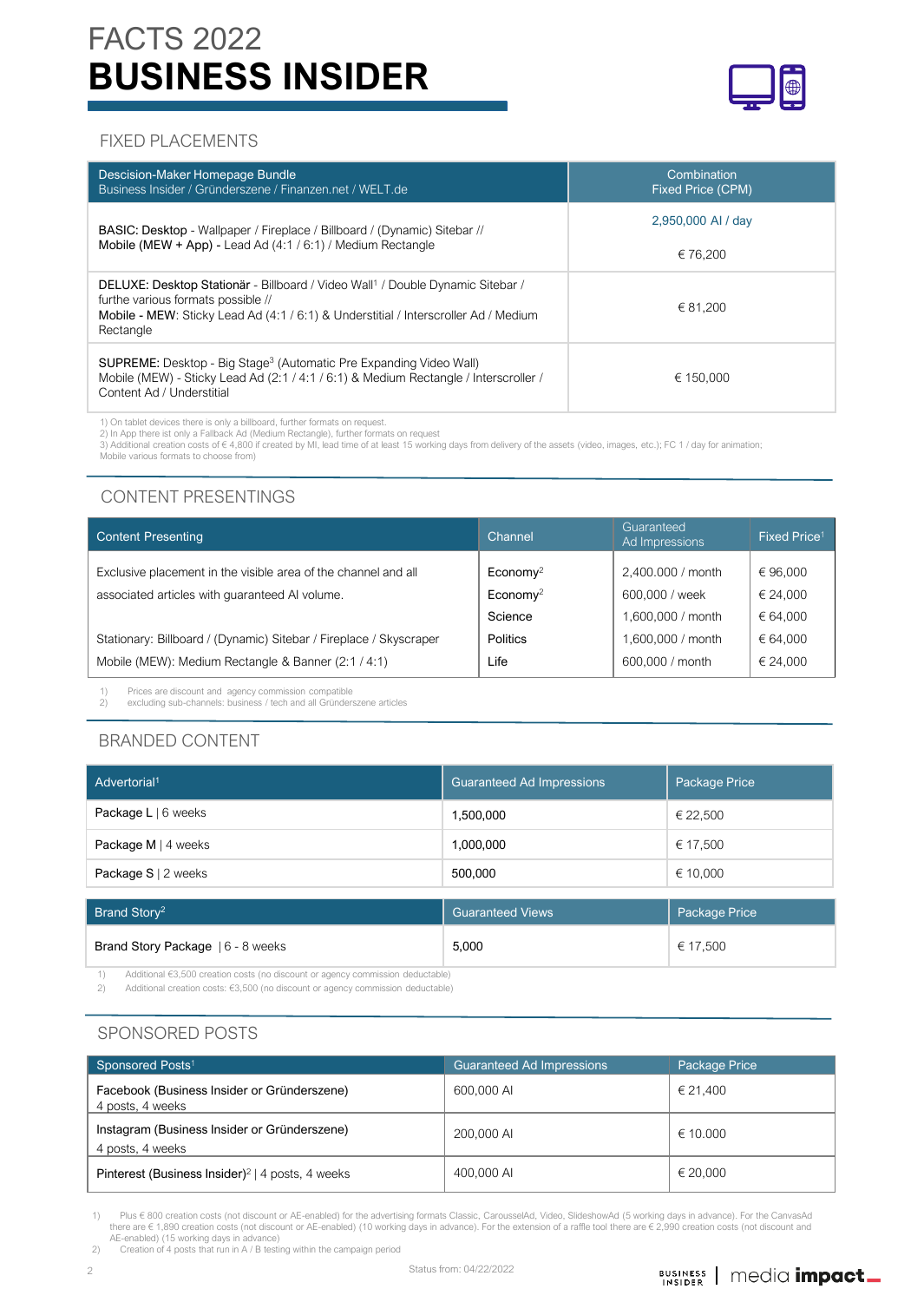# FACTS 2022

# BUSINESS INSIDER

## FIXED PLACEMENTS

| Descision-Maker Homepage Bundle<br>Business Insider / Gründerszene / Finanzen.net / WELT.de | Combination<br>Fixed Price (CPM) |
|---|---|
| BASIC: Desktop - Wallpaper / Fireplace / Billboard / (Dynamic) Sitebar //<br>Mobile (MEW + App) - Lead Ad (4:1 / 6:1) / Medium Rectangle | 2,950,000 AI / day<br><br>€ 76,200 |
| DELUXE: Desktop Stationär - Billboard / Video Wall[1] / Double Dynamic Sitebar / furthe various formats possible //<br>Mobile - MEW: Sticky Lead Ad (4:1 / 6:1) & Understitial / Interscroller Ad / Medium Rectangle | € 81,200 |
| SUPREME: Desktop - Big Stage[3] (Automatic Pre Expanding Video Wall)<br>Mobile (MEW) - Sticky Lead Ad (2:1 / 4:1 / 6:1) & Medium Rectangle / Interscroller / Content Ad / Understitial | € 150,000 |

1) On tablet devices there is only a billboard, further formats on request.
2) In App there ist only a Fallback Ad (Medium Rectangle), further formats on request
3) Additional creation costs of € 4,800 if created by MI, lead time of at least 15 working days from delivery of the assets (video, images, etc.); FC 1 / day for animation; Mobile various formats to choose from)

## CONTENT PRESENTINGS

| Content Presenting | Channel | Guaranteed Ad Impressions | Fixed Price[1] |
|---|---|---|---|
| Exclusive placement in the visible area of the channel and all | Economy[2] | 2,400.000 / month | € 96,000 |
| associated articles with guaranteed AI volume. | Economy[2] | 600,000 / week | € 24,000 |
| | Science | 1,600,000 / month | € 64,000 |
| Stationary: Billboard / (Dynamic) Sitebar / Fireplace / Skyscraper | Politics | 1,600,000 / month | € 64,000 |
| Mobile (MEW): Medium Rectangle & Banner (2:1 / 4:1) | Life | 600,000 / month | € 24,000 |

1) Prices are discount and agency commission compatible
2) excluding sub-channels: business / tech and all Gründerszene articles

## BRANDED CONTENT

| Advertorial[1] | Guaranteed Ad Impressions | Package Price |
|---|---|---|
| Package L \| 6 weeks | 1,500,000 | € 22,500 |
| Package M \| 4 weeks | 1,000,000 | € 17,500 |
| Package S \| 2 weeks | 500,000 | € 10,000 |

| Brand Story[2] | Guaranteed Views | Package Price |
|---|---|---|
| Brand Story Package \| 6 - 8 weeks | 5,000 | € 17,500 |

1) Additional €3,500 creation costs (no discount or agency commission deductable)
2) Additional creation costs: €3,500 (no discount or agency commission deductable)

## SPONSORED POSTS

| Sponsored Posts[1] | Guaranteed Ad Impressions | Package Price |
|---|---|---|
| Facebook (Business Insider or Gründerszene)<br>4 posts, 4 weeks | 600,000 AI | € 21,400 |
| Instagram (Business Insider or Gründerszene)<br>4 posts, 4 weeks | 200,000 AI | € 10.000 |
| Pinterest (Business Insider)[2] \| 4 posts, 4 weeks | 400,000 AI | € 20,000 |

1) Plus € 800 creation costs (not discount or AE-enabled) for the advertising formats Classic, CarousselAd, Video, SlideshowAd (5 working days in advance). For the CanvasAd there are € 1,890 creation costs (not discount or AE-enabled) (10 working days in advance). For the extension of a raffle tool there are € 2,990 creation costs (not discount and AE-enabled) (15 working days in advance)
2) Creation of 4 posts that run in A / B testing within the campaign period

Status from: 04/22/2022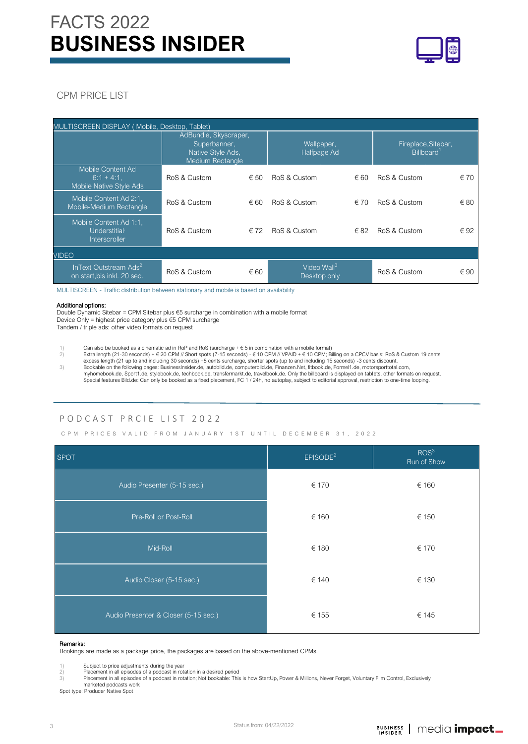# FACTS 2022
# BUSINESS INSIDER

## CPM PRICE LIST

| MULTISCREEN DISPLAY ( Mobile, Desktop, Tablet) | | | | | | |
|---|---|---|---|---|---|---|
| | AdBundle, Skyscraper, Superbanner, Native Style Ads, Medium Rectangle | | Wallpaper, Halfpage Ad | | Fireplace,Sitebar, Billboard[1] | |
| Mobile Content Ad 6:1 + 4:1, Mobile Native Style Ads | RoS & Custom | € 50 | RoS & Custom | € 60 | RoS & Custom | € 70 |
| Mobile Content Ad 2:1, Mobile-Medium Rectangle | RoS & Custom | € 60 | RoS & Custom | € 70 | RoS & Custom | € 80 |
| Mobile Content Ad 1:1, Understitial Interscroller | RoS & Custom | € 72 | RoS & Custom | € 82 | RoS & Custom | € 92 |
| VIDEO | | | | | | |
| InText Outstream Ads[2] on start,bis inkl. 20 sec. | RoS & Custom | € 60 | Video Wall[3] Desktop only | | RoS & Custom | € 90 |

MULTISCREEN - Traffic distribution between stationary and mobile is based on availability

**Additional options:**
Double Dynamic Sitebar = CPM Sitebar plus €5 surcharge in combination with a mobile format
Device Only = highest price category plus €5 CPM surcharge
Tandem / triple ads: other video formats on request

1) Can also be booked as a cinematic ad in RoP and RoS (surcharge + € 5 in combination with a mobile format)
2) Extra length (21-30 seconds) + € 20 CPM // Short spots (7-15 seconds) - € 10 CPM // VPAID + € 10 CPM; Billing on a CPCV basis: RoS & Custom 19 cents, excess length (21 up to and including 30 seconds) +8 cents surcharge, shorter spots (up to and including 15 seconds) -3 cents discount.
3) Bookable on the following pages: BusinessInsider.de, autobild.de, computerbild.de, Finanzen.Net, fitbook.de, Formel1.de, motorsporttotal.com, myhomebook.de, Sport1.de, stylebook.de, techbook.de, transfermarkt.de, travelbook.de. Only the billboard is displayed on tablets, other formats on request. Special features Bild.de: Can only be booked as a fixed placement, FC 1 / 24h, no autoplay, subject to editorial approval, restriction to one-time looping.

## PODCAST PRCIE LIST 2022

CPM PRICES VALID FROM JANUARY 1ST UNTIL DECEMBER 31, 2022

| SPOT | EPISODE[2] | ROS[3] Run of Show |
|---|---|---|
| Audio Presenter (5-15 sec.) | € 170 | € 160 |
| Pre-Roll or Post-Roll | € 160 | € 150 |
| Mid-Roll | € 180 | € 170 |
| Audio Closer (5-15 sec.) | € 140 | € 130 |
| Audio Presenter & Closer (5-15 sec.) | € 155 | € 145 |

**Remarks:**
Bookings are made as a package price, the packages are based on the above-mentioned CPMs.

1) Subject to price adjustments during the year
2) Placement in all episodes of a podcast in rotation in a desired period
3) Placement in all episodes of a podcast in rotation; Not bookable: This is how StartUp, Power & Millions, Never Forget, Voluntary Film Control, Exclusively marketed podcasts work

Spot type: Producer Native Spot

Status from: 04/22/2022